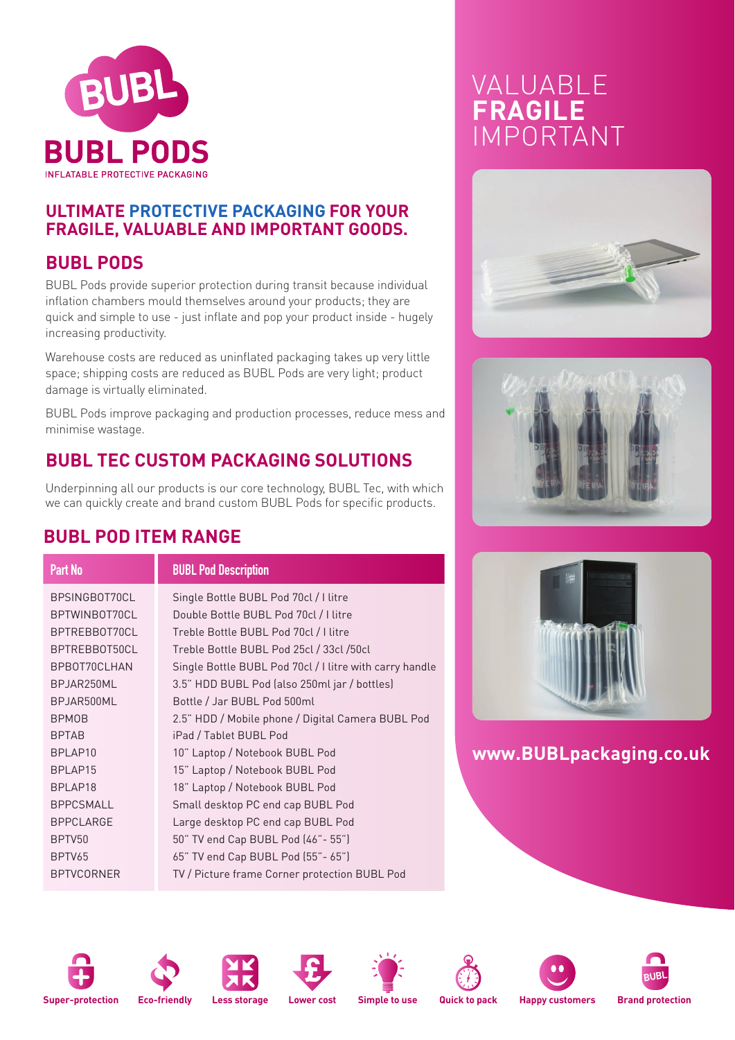# BUBL PODS

INFLATABLE PROTECTIVE PACKAGING

## ULTIMATE PROTECTIVE PACKAGING FOR YOUR FRAGILE, VALUABLE AND IMPORTANT GOODS.

## BUBL PODS

BUBL Pods provide superior protection during transit because individual inflation chambers mould themselves around your products; they are quick and simple to use - just inflate and pop your product inside - hugely increasing productivity.

Warehouse costs are reduced as uninflated packaging takes up very little space; shipping costs are reduced as BUBL Pods are very light; product damage is virtually eliminated.

BUBL Pods improve packaging and production processes, reduce mess and minimise wastage.

## BUBL TEC CUSTOM PACKAGING SOLUTIONS

Underpinning all our products is our core technology, BUBL Tec, with which we can quickly create and brand custom BUBL Pods for specific products.

## BUBL POD ITEM RANGE

| Part No | BUBL Pod Description |
|---|---|
| BPSINGBOT70CL | Single Bottle BUBL Pod 70cl / l litre |
| BPTWINBOT70CL | Double Bottle BUBL Pod 70cl / l litre |
| BPTREBBOT70CL | Treble Bottle BUBL Pod 70cl / l litre |
| BPTREBBOT50CL | Treble Bottle BUBL Pod 25cl / 33cl /50cl |
| BPBOT70CLHAN | Single Bottle BUBL Pod 70cl / l litre with carry handle |
| BPJAR250ML | 3.5" HDD BUBL Pod (also 250ml jar / bottles) |
| BPJAR500ML | Bottle / Jar BUBL Pod 500ml |
| BPMOB | 2.5" HDD / Mobile phone / Digital Camera BUBL Pod |
| BPTAB | iPad / Tablet BUBL Pod |
| BPLAP10 | 10" Laptop / Notebook BUBL Pod |
| BPLAP15 | 15" Laptop / Notebook BUBL Pod |
| BPLAP18 | 18" Laptop / Notebook BUBL Pod |
| BPPCSMALL | Small desktop PC end cap BUBL Pod |
| BPPCLARGE | Large desktop PC end cap BUBL Pod |
| BPTV50 | 50" TV end Cap BUBL Pod (46"- 55") |
| BPTV65 | 65" TV end Cap BUBL Pod (55"- 65") |
| BPTVCORNER | TV / Picture frame Corner protection BUBL Pod |

VALUABLE
**FRAGILE**
IMPORTANT

www.BUBLpackaging.co.uk

Super-protection · Eco-friendly · Less storage · Lower cost · Simple to use · Quick to pack · Happy customers · Brand protection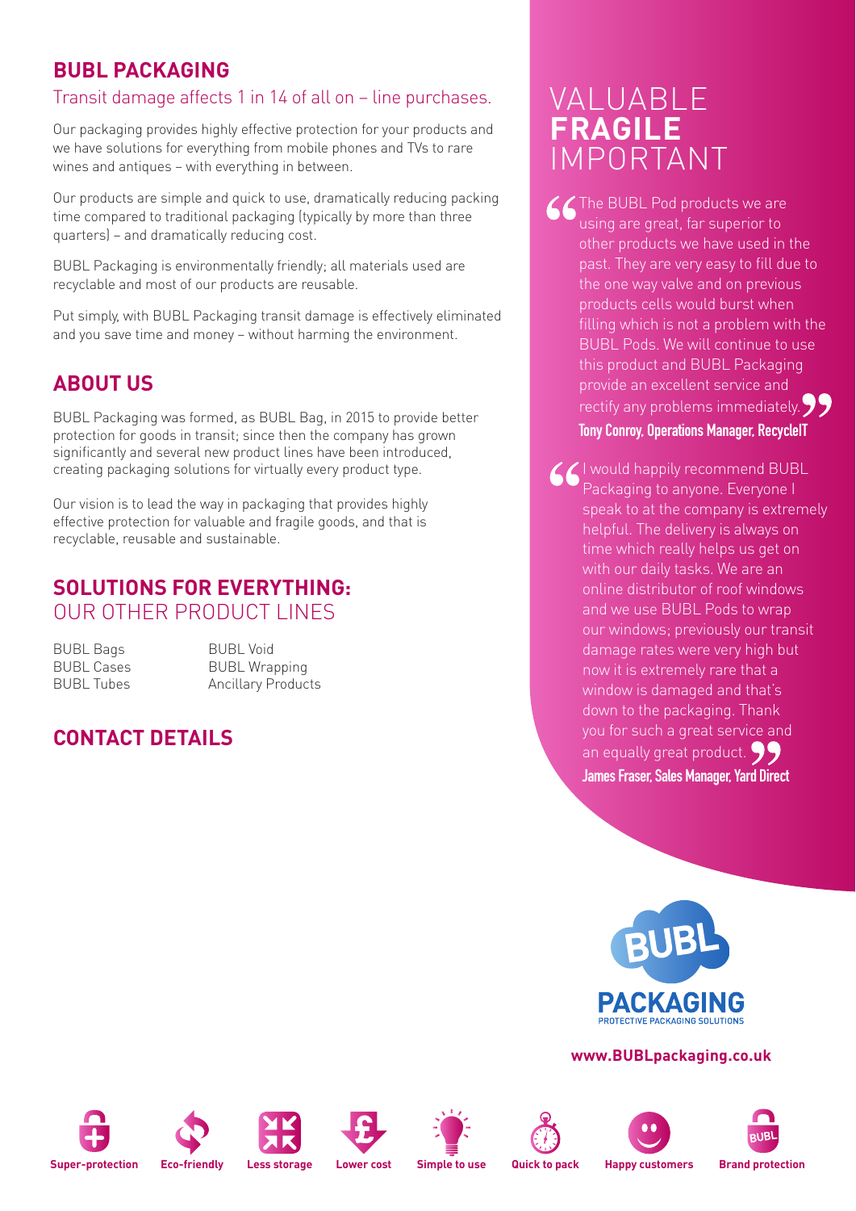## BUBL PACKAGING

Transit damage affects 1 in 14 of all on – line purchases.

Our packaging provides highly effective protection for your products and we have solutions for everything from mobile phones and TVs to rare wines and antiques – with everything in between.

Our products are simple and quick to use, dramatically reducing packing time compared to traditional packaging (typically by more than three quarters) – and dramatically reducing cost.

BUBL Packaging is environmentally friendly; all materials used are recyclable and most of our products are reusable.

Put simply, with BUBL Packaging transit damage is effectively eliminated and you save time and money – without harming the environment.

## ABOUT US

BUBL Packaging was formed, as BUBL Bag, in 2015 to provide better protection for goods in transit; since then the company has grown significantly and several new product lines have been introduced, creating packaging solutions for virtually every product type.

Our vision is to lead the way in packaging that provides highly effective protection for valuable and fragile goods, and that is recyclable, reusable and sustainable.

## SOLUTIONS FOR EVERYTHING: OUR OTHER PRODUCT LINES

- BUBL Bags
- BUBL Cases
- BUBL Tubes
- BUBL Void
- BUBL Wrapping
- Ancillary Products

## CONTACT DETAILS

# VALUABLE **FRAGILE** IMPORTANT

"The BUBL Pod products we are using are great, far superior to other products we have used in the past. They are very easy to fill due to the one way valve and on previous products cells would burst when filling which is not a problem with the BUBL Pods. We will continue to use this product and BUBL Packaging provide an excellent service and rectify any problems immediately."

**Tony Conroy, Operations Manager, RecycleIT**

"I would happily recommend BUBL Packaging to anyone. Everyone I speak to at the company is extremely helpful. The delivery is always on time which really helps us get on with our daily tasks. We are an online distributor of roof windows and we use BUBL Pods to wrap our windows; previously our transit damage rates were very high but now it is extremely rare that a window is damaged and that's down to the packaging. Thank you for such a great service and an equally great product."

**James Fraser, Sales Manager, Yard Direct**

BUBL PACKAGING
PROTECTIVE PACKAGING SOLUTIONS

**www.BUBLpackaging.co.uk**

Super-protection | Eco-friendly | Less storage | Lower cost | Simple to use | Quick to pack | Happy customers | Brand protection